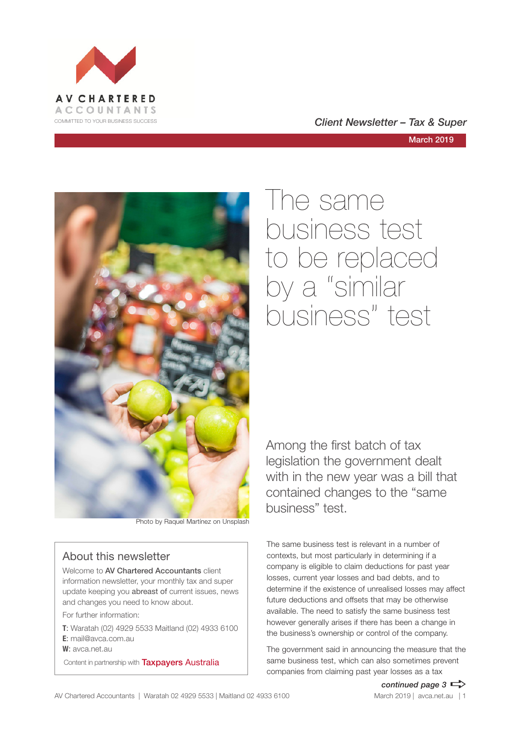AV CHARTERED ACCOUNTANTS

COMMITTED TO YOUR BUSINESS SUCCESS

*Client Newsletter – Tax & Super*

March 2019

# The same business test to be replaced by a "similar business" test

Photo by Raquel Martínez on Unsplash

Among the first batch of tax legislation the government dealt with in the new year was a bill that contained changes to the "same business" test.

The same business test is relevant in a number of contexts, but most particularly in determining if a company is eligible to claim deductions for past year losses, current year losses and bad debts, and to determine if the existence of unrealised losses may affect future deductions and offsets that may be otherwise available. The need to satisfy the same business test however generally arises if there has been a change in the business's ownership or control of the company.

The government said in announcing the measure that the same business test, which can also sometimes prevent companies from claiming past year losses as a tax

*continued page 3*

## About this newsletter

Welcome to **AV Chartered Accountants** client information newsletter, your monthly tax and super update keeping you **abreast of** current issues, news and changes you need to know about.

For further information:

**T**: Waratah (02) 4929 5533 Maitland (02) 4933 6100
**E**: mail@avca.com.au
**W**: avca.net.au

Content in partnership with Taxpayers Australia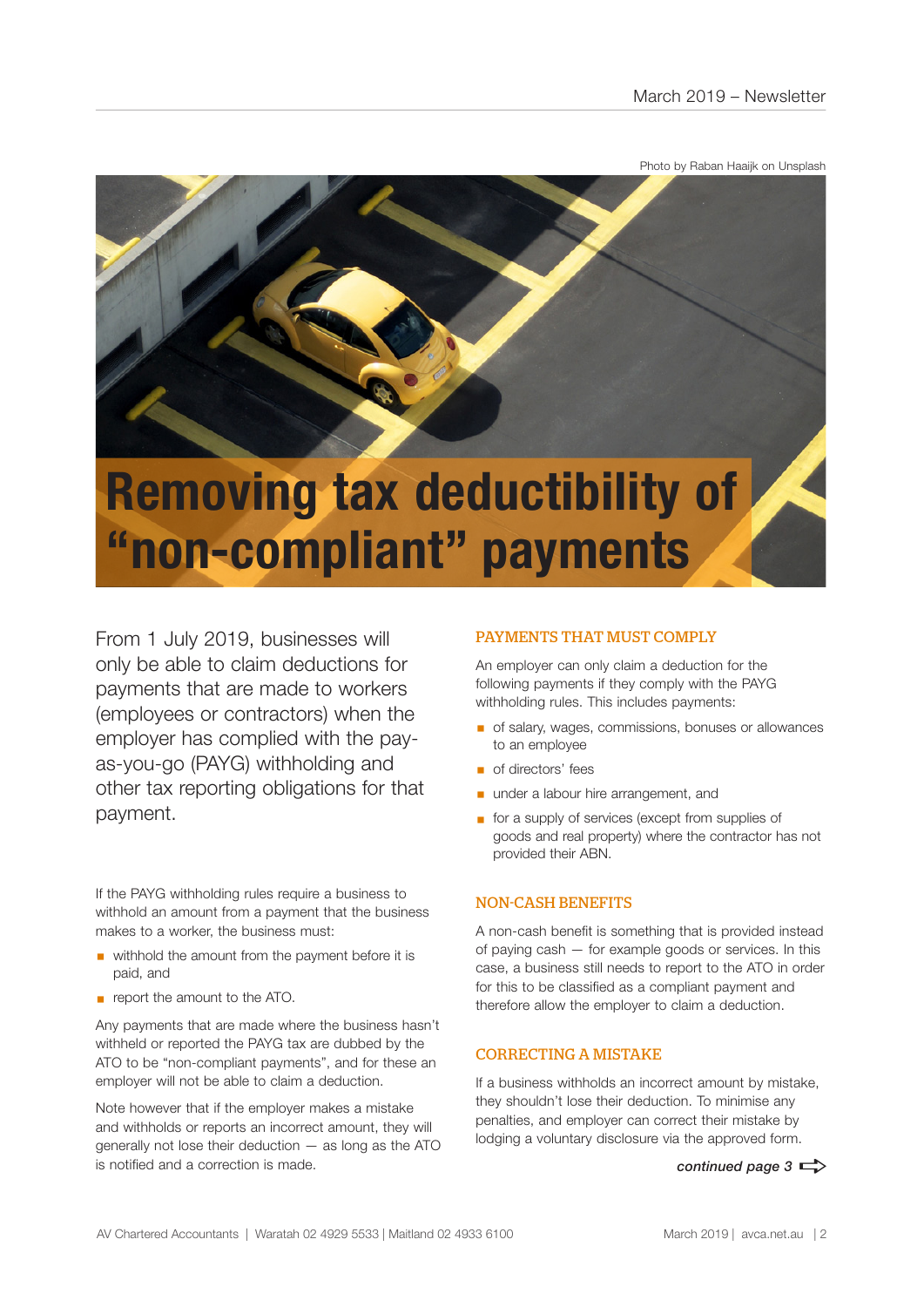Photo by Raban Haaijk on Unsplash

# Removing tax deductibility of "non-compliant" payments

From 1 July 2019, businesses will only be able to claim deductions for payments that are made to workers (employees or contractors) when the employer has complied with the pay-as-you-go (PAYG) withholding and other tax reporting obligations for that payment.

If the PAYG withholding rules require a business to withhold an amount from a payment that the business makes to a worker, the business must:

- withhold the amount from the payment before it is paid, and
- report the amount to the ATO.

Any payments that are made where the business hasn't withheld or reported the PAYG tax are dubbed by the ATO to be "non-compliant payments", and for these an employer will not be able to claim a deduction.

Note however that if the employer makes a mistake and withholds or reports an incorrect amount, they will generally not lose their deduction — as long as the ATO is notified and a correction is made.

## PAYMENTS THAT MUST COMPLY

An employer can only claim a deduction for the following payments if they comply with the PAYG withholding rules. This includes payments:

- of salary, wages, commissions, bonuses or allowances to an employee
- of directors' fees
- under a labour hire arrangement, and
- for a supply of services (except from supplies of goods and real property) where the contractor has not provided their ABN.

## NON-CASH BENEFITS

A non-cash benefit is something that is provided instead of paying cash — for example goods or services. In this case, a business still needs to report to the ATO in order for this to be classified as a compliant payment and therefore allow the employer to claim a deduction.

## CORRECTING A MISTAKE

If a business withholds an incorrect amount by mistake, they shouldn't lose their deduction. To minimise any penalties, and employer can correct their mistake by lodging a voluntary disclosure via the approved form.

*continued page 3* ⇨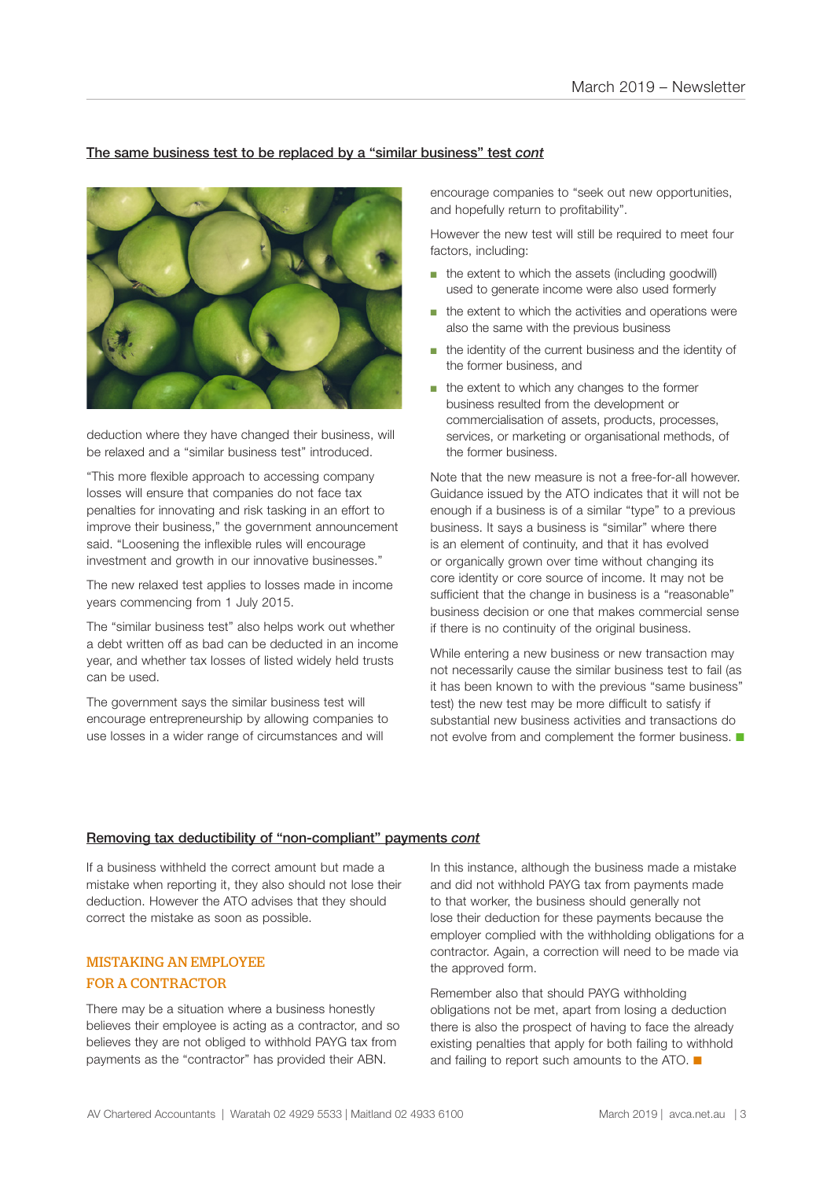## The same business test to be replaced by a "similar business" test *cont*

deduction where they have changed their business, will be relaxed and a "similar business test" introduced.

"This more flexible approach to accessing company losses will ensure that companies do not face tax penalties for innovating and risk tasking in an effort to improve their business," the government announcement said. "Loosening the inflexible rules will encourage investment and growth in our innovative businesses."

The new relaxed test applies to losses made in income years commencing from 1 July 2015.

The "similar business test" also helps work out whether a debt written off as bad can be deducted in an income year, and whether tax losses of listed widely held trusts can be used.

The government says the similar business test will encourage entrepreneurship by allowing companies to use losses in a wider range of circumstances and will encourage companies to "seek out new opportunities, and hopefully return to profitability".

However the new test will still be required to meet four factors, including:

- the extent to which the assets (including goodwill) used to generate income were also used formerly
- the extent to which the activities and operations were also the same with the previous business
- the identity of the current business and the identity of the former business, and
- the extent to which any changes to the former business resulted from the development or commercialisation of assets, products, processes, services, or marketing or organisational methods, of the former business.

Note that the new measure is not a free-for-all however. Guidance issued by the ATO indicates that it will not be enough if a business is of a similar "type" to a previous business. It says a business is "similar" where there is an element of continuity, and that it has evolved or organically grown over time without changing its core identity or core source of income. It may not be sufficient that the change in business is a "reasonable" business decision or one that makes commercial sense if there is no continuity of the original business.

While entering a new business or new transaction may not necessarily cause the similar business test to fail (as it has been known to with the previous "same business" test) the new test may be more difficult to satisfy if substantial new business activities and transactions do not evolve from and complement the former business.

## Removing tax deductibility of "non-compliant" payments *cont*

If a business withheld the correct amount but made a mistake when reporting it, they also should not lose their deduction. However the ATO advises that they should correct the mistake as soon as possible.

### MISTAKING AN EMPLOYEE FOR A CONTRACTOR

There may be a situation where a business honestly believes their employee is acting as a contractor, and so believes they are not obliged to withhold PAYG tax from payments as the "contractor" has provided their ABN.

In this instance, although the business made a mistake and did not withhold PAYG tax from payments made to that worker, the business should generally not lose their deduction for these payments because the employer complied with the withholding obligations for a contractor. Again, a correction will need to be made via the approved form.

Remember also that should PAYG withholding obligations not be met, apart from losing a deduction there is also the prospect of having to face the already existing penalties that apply for both failing to withhold and failing to report such amounts to the ATO.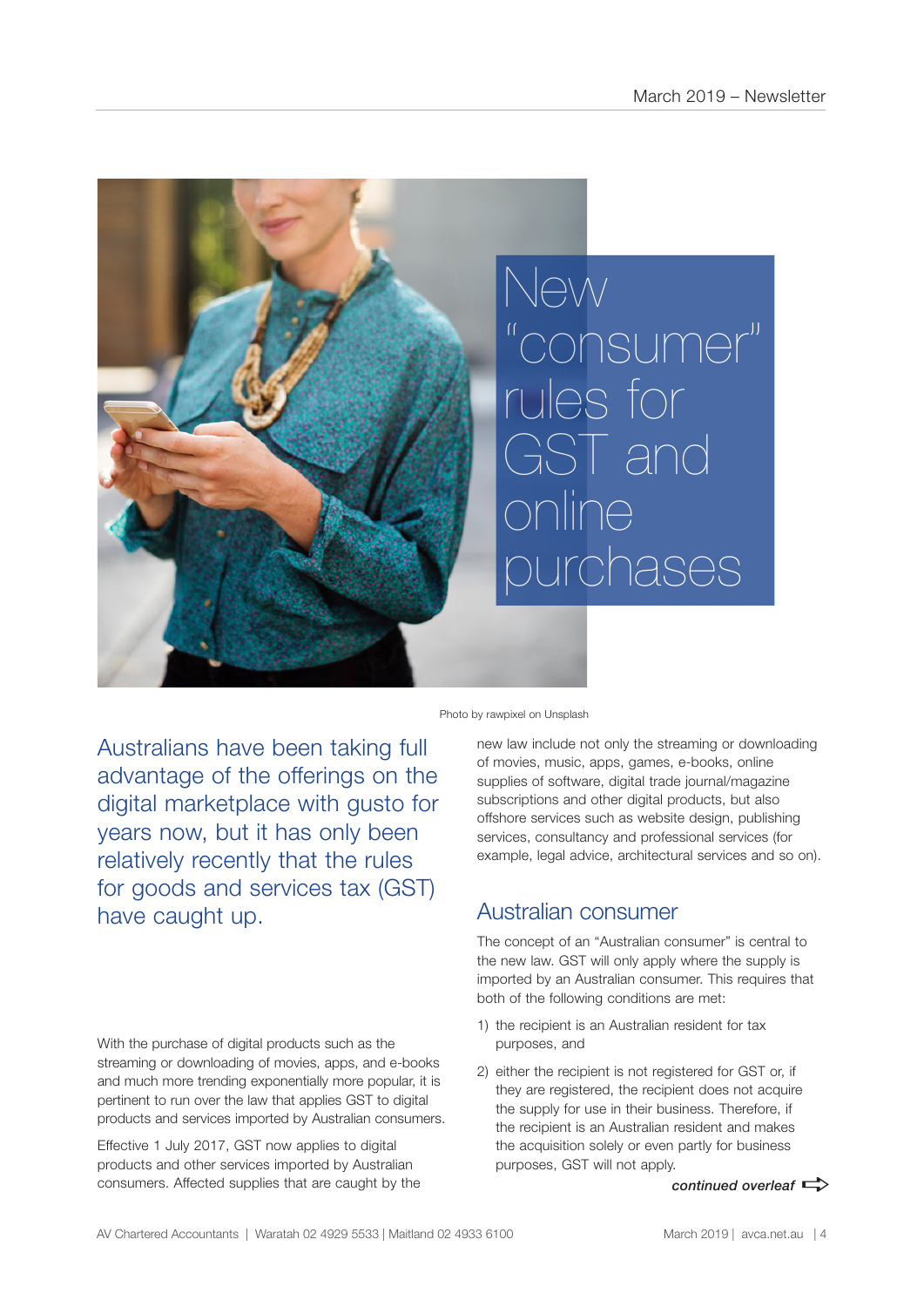# New "consumer" rules for GST and online purchases

Photo by rawpixel on Unsplash

Australians have been taking full advantage of the offerings on the digital marketplace with gusto for years now, but it has only been relatively recently that the rules for goods and services tax (GST) have caught up.

With the purchase of digital products such as the streaming or downloading of movies, apps, and e-books and much more trending exponentially more popular, it is pertinent to run over the law that applies GST to digital products and services imported by Australian consumers.

Effective 1 July 2017, GST now applies to digital products and other services imported by Australian consumers. Affected supplies that are caught by the new law include not only the streaming or downloading of movies, music, apps, games, e-books, online supplies of software, digital trade journal/magazine subscriptions and other digital products, but also offshore services such as website design, publishing services, consultancy and professional services (for example, legal advice, architectural services and so on).

## Australian consumer

The concept of an "Australian consumer" is central to the new law. GST will only apply where the supply is imported by an Australian consumer. This requires that both of the following conditions are met:

1) the recipient is an Australian resident for tax purposes, and
2) either the recipient is not registered for GST or, if they are registered, the recipient does not acquire the supply for use in their business. Therefore, if the recipient is an Australian resident and makes the acquisition solely or even partly for business purposes, GST will not apply.

*continued overleaf*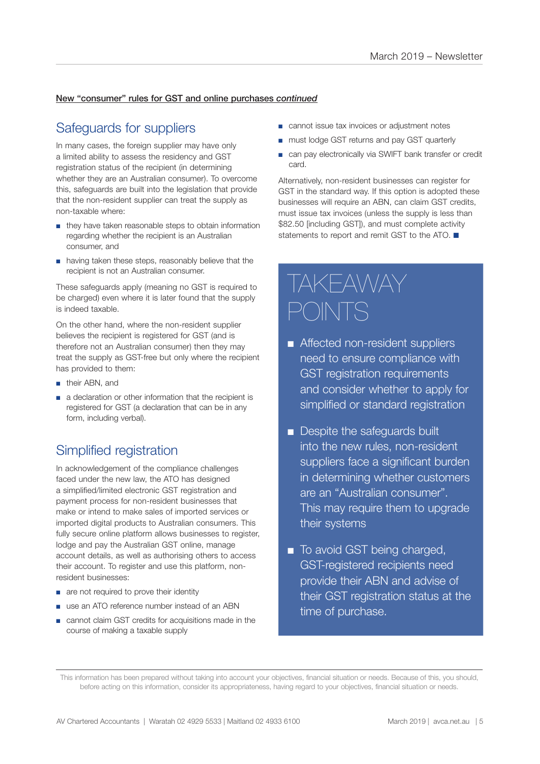**New "consumer" rules for GST and online purchases *continued***

## Safeguards for suppliers

In many cases, the foreign supplier may have only a limited ability to assess the residency and GST registration status of the recipient (in determining whether they are an Australian consumer). To overcome this, safeguards are built into the legislation that provide that the non-resident supplier can treat the supply as non-taxable where:

- they have taken reasonable steps to obtain information regarding whether the recipient is an Australian consumer, and
- having taken these steps, reasonably believe that the recipient is not an Australian consumer.

These safeguards apply (meaning no GST is required to be charged) even where it is later found that the supply is indeed taxable.

On the other hand, where the non-resident supplier believes the recipient is registered for GST (and is therefore not an Australian consumer) then they may treat the supply as GST-free but only where the recipient has provided to them:

- their ABN, and
- a declaration or other information that the recipient is registered for GST (a declaration that can be in any form, including verbal).

## Simplified registration

In acknowledgement of the compliance challenges faced under the new law, the ATO has designed a simplified/limited electronic GST registration and payment process for non-resident businesses that make or intend to make sales of imported services or imported digital products to Australian consumers. This fully secure online platform allows businesses to register, lodge and pay the Australian GST online, manage account details, as well as authorising others to access their account. To register and use this platform, non-resident businesses:

- are not required to prove their identity
- use an ATO reference number instead of an ABN
- cannot claim GST credits for acquisitions made in the course of making a taxable supply
- cannot issue tax invoices or adjustment notes
- must lodge GST returns and pay GST quarterly
- can pay electronically via SWIFT bank transfer or credit card.

Alternatively, non-resident businesses can register for GST in the standard way. If this option is adopted these businesses will require an ABN, can claim GST credits, must issue tax invoices (unless the supply is less than $82.50 [including GST]), and must complete activity statements to report and remit GST to the ATO. ■

## TAKEAWAY POINTS

- Affected non-resident suppliers need to ensure compliance with GST registration requirements and consider whether to apply for simplified or standard registration
- Despite the safeguards built into the new rules, non-resident suppliers face a significant burden in determining whether customers are an "Australian consumer". This may require them to upgrade their systems
- To avoid GST being charged, GST-registered recipients need provide their ABN and advise of their GST registration status at the time of purchase.

This information has been prepared without taking into account your objectives, financial situation or needs. Because of this, you should, before acting on this information, consider its appropriateness, having regard to your objectives, financial situation or needs.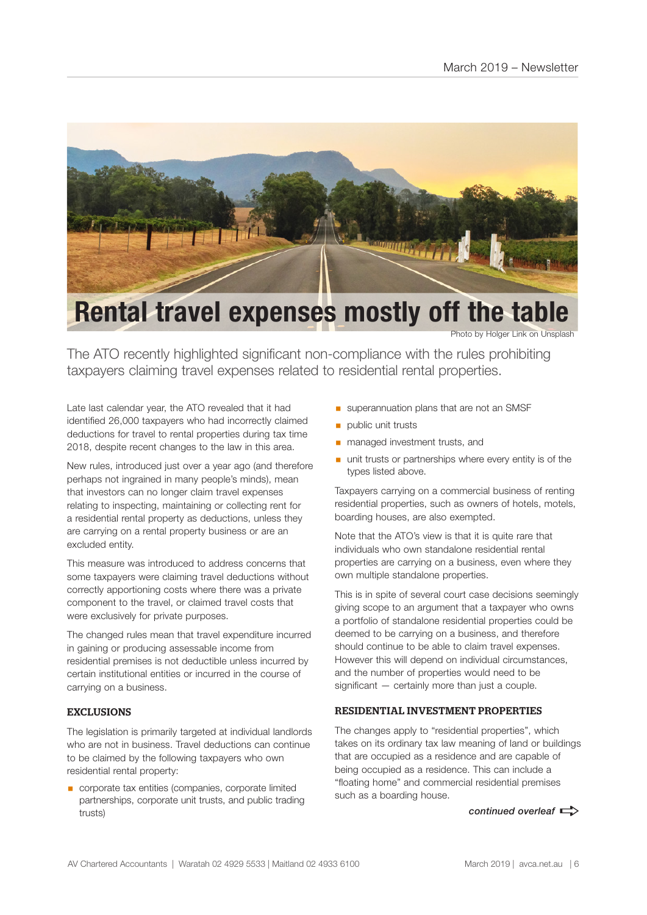# Rental travel expenses mostly off the table

Photo by Holger Link on Unsplash

The ATO recently highlighted significant non-compliance with the rules prohibiting taxpayers claiming travel expenses related to residential rental properties.

Late last calendar year, the ATO revealed that it had identified 26,000 taxpayers who had incorrectly claimed deductions for travel to rental properties during tax time 2018, despite recent changes to the law in this area.

New rules, introduced just over a year ago (and therefore perhaps not ingrained in many people's minds), mean that investors can no longer claim travel expenses relating to inspecting, maintaining or collecting rent for a residential rental property as deductions, unless they are carrying on a rental property business or are an excluded entity.

This measure was introduced to address concerns that some taxpayers were claiming travel deductions without correctly apportioning costs where there was a private component to the travel, or claimed travel costs that were exclusively for private purposes.

The changed rules mean that travel expenditure incurred in gaining or producing assessable income from residential premises is not deductible unless incurred by certain institutional entities or incurred in the course of carrying on a business.

## EXCLUSIONS

The legislation is primarily targeted at individual landlords who are not in business. Travel deductions can continue to be claimed by the following taxpayers who own residential rental property:

- corporate tax entities (companies, corporate limited partnerships, corporate unit trusts, and public trading trusts)
- superannuation plans that are not an SMSF
- public unit trusts
- managed investment trusts, and
- unit trusts or partnerships where every entity is of the types listed above.

Taxpayers carrying on a commercial business of renting residential properties, such as owners of hotels, motels, boarding houses, are also exempted.

Note that the ATO's view is that it is quite rare that individuals who own standalone residential rental properties are carrying on a business, even where they own multiple standalone properties.

This is in spite of several court case decisions seemingly giving scope to an argument that a taxpayer who owns a portfolio of standalone residential properties could be deemed to be carrying on a business, and therefore should continue to be able to claim travel expenses. However this will depend on individual circumstances, and the number of properties would need to be significant — certainly more than just a couple.

## RESIDENTIAL INVESTMENT PROPERTIES

The changes apply to "residential properties", which takes on its ordinary tax law meaning of land or buildings that are occupied as a residence and are capable of being occupied as a residence. This can include a "floating home" and commercial residential premises such as a boarding house.

*continued overleaf* ⇨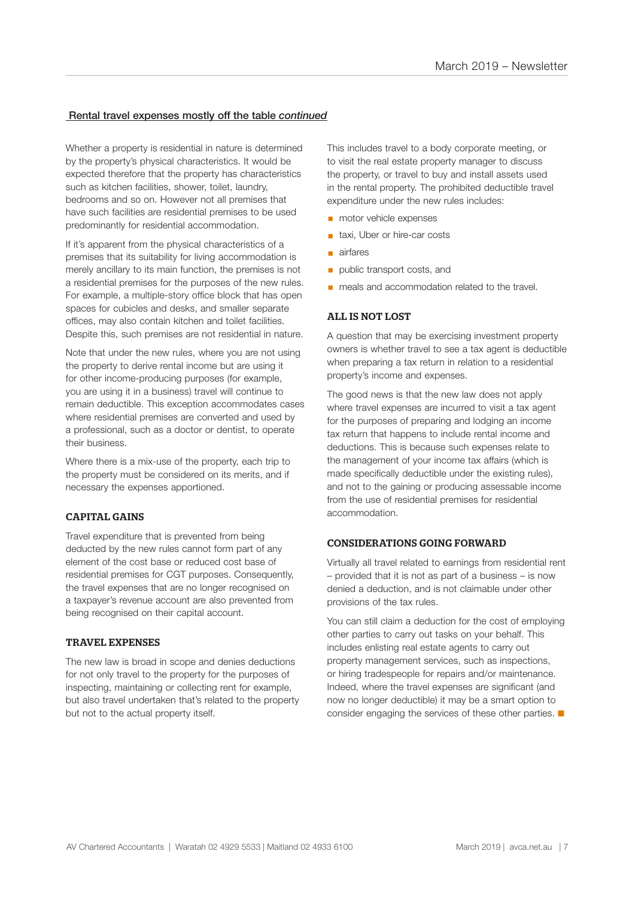## Rental travel expenses mostly off the table *continued*

Whether a property is residential in nature is determined by the property's physical characteristics. It would be expected therefore that the property has characteristics such as kitchen facilities, shower, toilet, laundry, bedrooms and so on. However not all premises that have such facilities are residential premises to be used predominantly for residential accommodation.

If it's apparent from the physical characteristics of a premises that its suitability for living accommodation is merely ancillary to its main function, the premises is not a residential premises for the purposes of the new rules. For example, a multiple-story office block that has open spaces for cubicles and desks, and smaller separate offices, may also contain kitchen and toilet facilities. Despite this, such premises are not residential in nature.

Note that under the new rules, where you are not using the property to derive rental income but are using it for other income-producing purposes (for example, you are using it in a business) travel will continue to remain deductible. This exception accommodates cases where residential premises are converted and used by a professional, such as a doctor or dentist, to operate their business.

Where there is a mix-use of the property, each trip to the property must be considered on its merits, and if necessary the expenses apportioned.

### CAPITAL GAINS

Travel expenditure that is prevented from being deducted by the new rules cannot form part of any element of the cost base or reduced cost base of residential premises for CGT purposes. Consequently, the travel expenses that are no longer recognised on a taxpayer's revenue account are also prevented from being recognised on their capital account.

### TRAVEL EXPENSES

The new law is broad in scope and denies deductions for not only travel to the property for the purposes of inspecting, maintaining or collecting rent for example, but also travel undertaken that's related to the property but not to the actual property itself.

This includes travel to a body corporate meeting, or to visit the real estate property manager to discuss the property, or travel to buy and install assets used in the rental property. The prohibited deductible travel expenditure under the new rules includes:

- motor vehicle expenses
- taxi, Uber or hire-car costs
- airfares
- public transport costs, and
- meals and accommodation related to the travel.

### ALL IS NOT LOST

A question that may be exercising investment property owners is whether travel to see a tax agent is deductible when preparing a tax return in relation to a residential property's income and expenses.

The good news is that the new law does not apply where travel expenses are incurred to visit a tax agent for the purposes of preparing and lodging an income tax return that happens to include rental income and deductions. This is because such expenses relate to the management of your income tax affairs (which is made specifically deductible under the existing rules), and not to the gaining or producing assessable income from the use of residential premises for residential accommodation.

### CONSIDERATIONS GOING FORWARD

Virtually all travel related to earnings from residential rent – provided that it is not as part of a business – is now denied a deduction, and is not claimable under other provisions of the tax rules.

You can still claim a deduction for the cost of employing other parties to carry out tasks on your behalf. This includes enlisting real estate agents to carry out property management services, such as inspections, or hiring tradespeople for repairs and/or maintenance. Indeed, where the travel expenses are significant (and now no longer deductible) it may be a smart option to consider engaging the services of these other parties. ■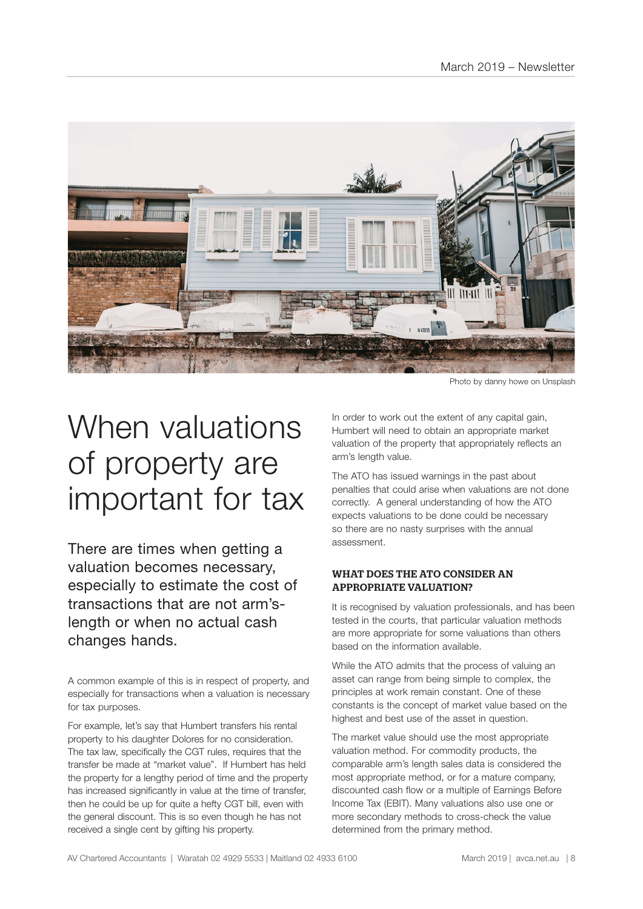Photo by danny howe on Unsplash

# When valuations of property are important for tax

## There are times when getting a valuation becomes necessary, especially to estimate the cost of transactions that are not arm's-length or when no actual cash changes hands.

A common example of this is in respect of property, and especially for transactions when a valuation is necessary for tax purposes.

For example, let's say that Humbert transfers his rental property to his daughter Dolores for no consideration. The tax law, specifically the CGT rules, requires that the transfer be made at "market value". If Humbert has held the property for a lengthy period of time and the property has increased significantly in value at the time of transfer, then he could be up for quite a hefty CGT bill, even with the general discount. This is so even though he has not received a single cent by gifting his property.

In order to work out the extent of any capital gain, Humbert will need to obtain an appropriate market valuation of the property that appropriately reflects an arm's length value.

The ATO has issued warnings in the past about penalties that could arise when valuations are not done correctly. A general understanding of how the ATO expects valuations to be done could be necessary so there are no nasty surprises with the annual assessment.

### WHAT DOES THE ATO CONSIDER AN APPROPRIATE VALUATION?

It is recognised by valuation professionals, and has been tested in the courts, that particular valuation methods are more appropriate for some valuations than others based on the information available.

While the ATO admits that the process of valuing an asset can range from being simple to complex, the principles at work remain constant. One of these constants is the concept of market value based on the highest and best use of the asset in question.

The market value should use the most appropriate valuation method. For commodity products, the comparable arm's length sales data is considered the most appropriate method, or for a mature company, discounted cash flow or a multiple of Earnings Before Income Tax (EBIT). Many valuations also use one or more secondary methods to cross-check the value determined from the primary method.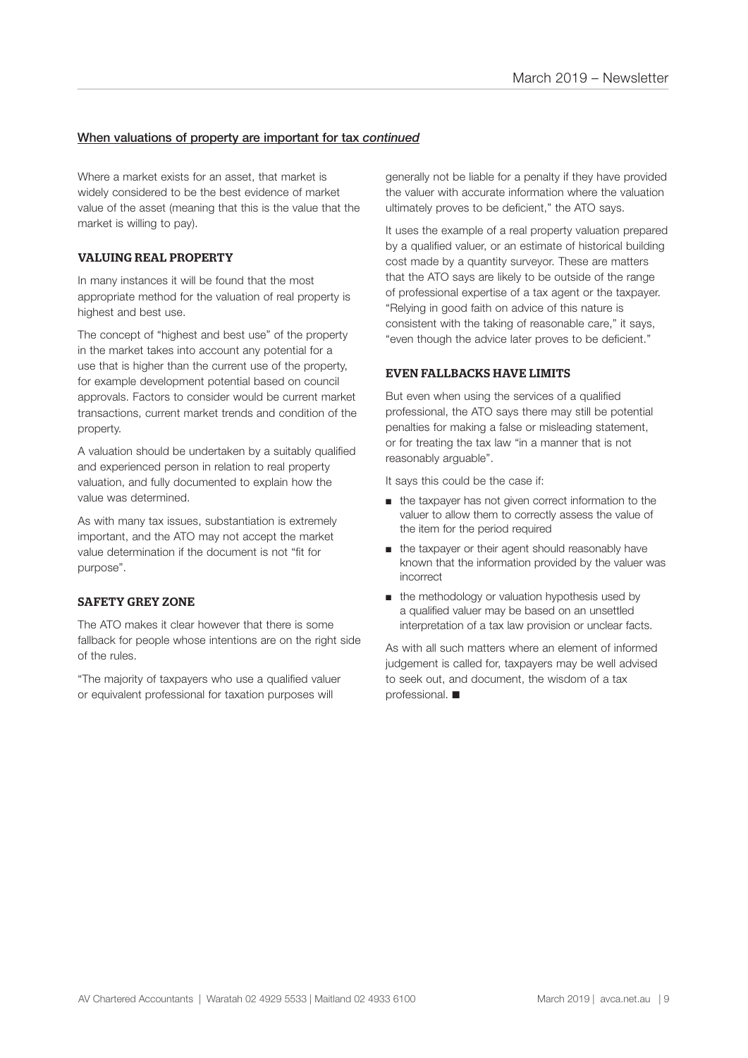## When valuations of property are important for tax *continued*

Where a market exists for an asset, that market is widely considered to be the best evidence of market value of the asset (meaning that this is the value that the market is willing to pay).

### VALUING REAL PROPERTY

In many instances it will be found that the most appropriate method for the valuation of real property is highest and best use.

The concept of "highest and best use" of the property in the market takes into account any potential for a use that is higher than the current use of the property, for example development potential based on council approvals. Factors to consider would be current market transactions, current market trends and condition of the property.

A valuation should be undertaken by a suitably qualified and experienced person in relation to real property valuation, and fully documented to explain how the value was determined.

As with many tax issues, substantiation is extremely important, and the ATO may not accept the market value determination if the document is not "fit for purpose".

### SAFETY GREY ZONE

The ATO makes it clear however that there is some fallback for people whose intentions are on the right side of the rules.

"The majority of taxpayers who use a qualified valuer or equivalent professional for taxation purposes will generally not be liable for a penalty if they have provided the valuer with accurate information where the valuation ultimately proves to be deficient," the ATO says.

It uses the example of a real property valuation prepared by a qualified valuer, or an estimate of historical building cost made by a quantity surveyor. These are matters that the ATO says are likely to be outside of the range of professional expertise of a tax agent or the taxpayer. "Relying in good faith on advice of this nature is consistent with the taking of reasonable care," it says, "even though the advice later proves to be deficient."

### EVEN FALLBACKS HAVE LIMITS

But even when using the services of a qualified professional, the ATO says there may still be potential penalties for making a false or misleading statement, or for treating the tax law "in a manner that is not reasonably arguable".

It says this could be the case if:

- the taxpayer has not given correct information to the valuer to allow them to correctly assess the value of the item for the period required
- the taxpayer or their agent should reasonably have known that the information provided by the valuer was incorrect
- the methodology or valuation hypothesis used by a qualified valuer may be based on an unsettled interpretation of a tax law provision or unclear facts.

As with all such matters where an element of informed judgement is called for, taxpayers may be well advised to seek out, and document, the wisdom of a tax professional. ■